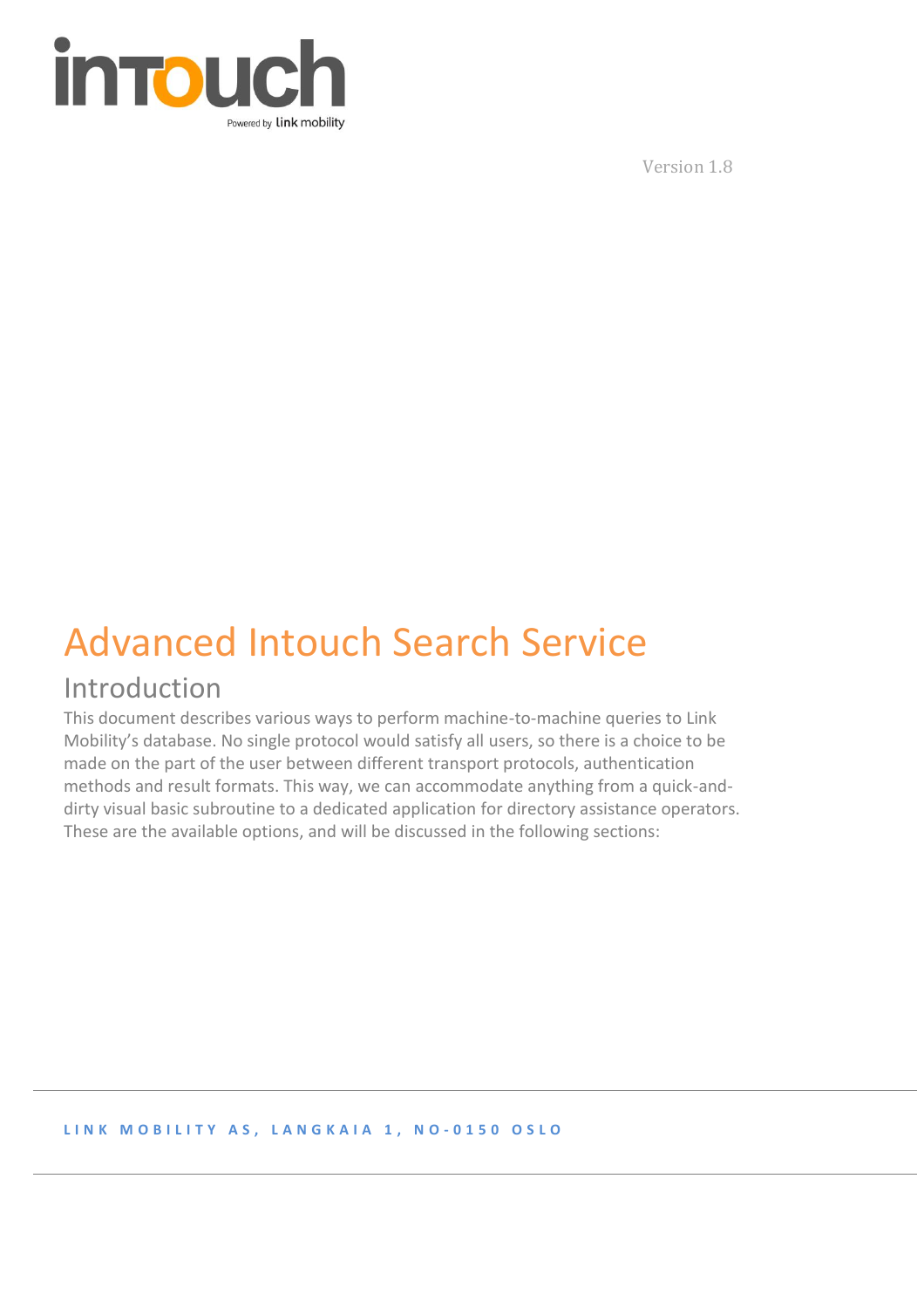Version 1.8

# Advanced Intouch Search Service

## Introduction

This document describes various ways to perform machine-to-machine queries to Link Mobility's database. No single protocol would satisfy all users, so there is a choice to be made on the part of the user between different transport protocols, authentication methods and result formats. This way, we can accommodate anything from a quick-and-dirty visual basic subroutine to a dedicated application for directory assistance operators. These are the available options, and will be discussed in the following sections: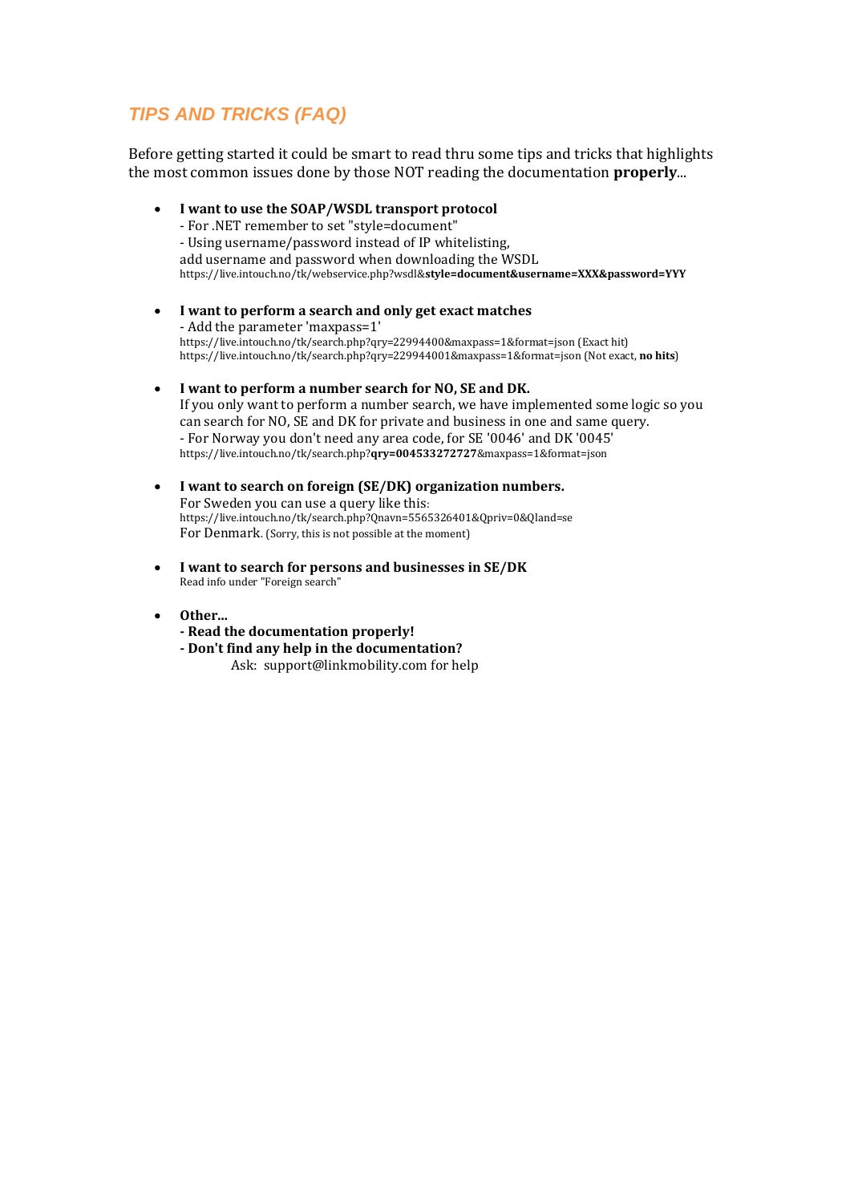## *TIPS AND TRICKS (FAQ)*

Before getting started it could be smart to read thru some tips and tricks that highlights the most common issues done by those NOT reading the documentation **properly**...

- **I want to use the SOAP/WSDL transport protocol**
  - For .NET remember to set "style=document"
  - Using username/password instead of IP whitelisting,
  add username and password when downloading the WSDL
  https://live.intouch.no/tk/webservice.php?wsdl&**style=document&username=XXX&password=YYY**

- **I want to perform a search and only get exact matches**
  - Add the parameter 'maxpass=1'
  https://live.intouch.no/tk/search.php?qry=22994400&maxpass=1&format=json (Exact hit)
  https://live.intouch.no/tk/search.php?qry=229944001&maxpass=1&format=json (Not exact, **no hits**)

- **I want to perform a number search for NO, SE and DK.**
  If you only want to perform a number search, we have implemented some logic so you can search for NO, SE and DK for private and business in one and same query.
  - For Norway you don't need any area code, for SE '0046' and DK '0045'
  https://live.intouch.no/tk/search.php?**qry=004533272727**&maxpass=1&format=json

- **I want to search on foreign (SE/DK) organization numbers.**
  For Sweden you can use a query like this:
  https://live.intouch.no/tk/search.php?Qnavn=5565326401&Qpriv=0&Qland=se
  For Denmark. (Sorry, this is not possible at the moment)

- **I want to search for persons and businesses in SE/DK**
  Read info under "Foreign search"

- **Other...**
  **- Read the documentation properly!**
  **- Don't find any help in the documentation?**
  Ask: support@linkmobility.com for help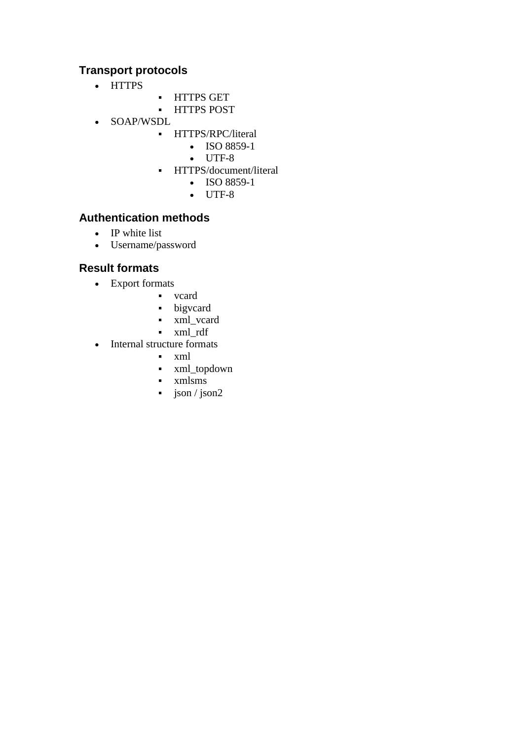### Transport protocols

- HTTPS
  - HTTPS GET
  - HTTPS POST
- SOAP/WSDL
  - HTTPS/RPC/literal
    - ISO 8859-1
    - UTF-8
  - HTTPS/document/literal
    - ISO 8859-1
    - UTF-8

### Authentication methods

- IP white list
- Username/password

### Result formats

- Export formats
  - vcard
  - bigvcard
  - xml_vcard
  - xml_rdf
- Internal structure formats
  - xml
  - xml_topdown
  - xmlsms
  - json / json2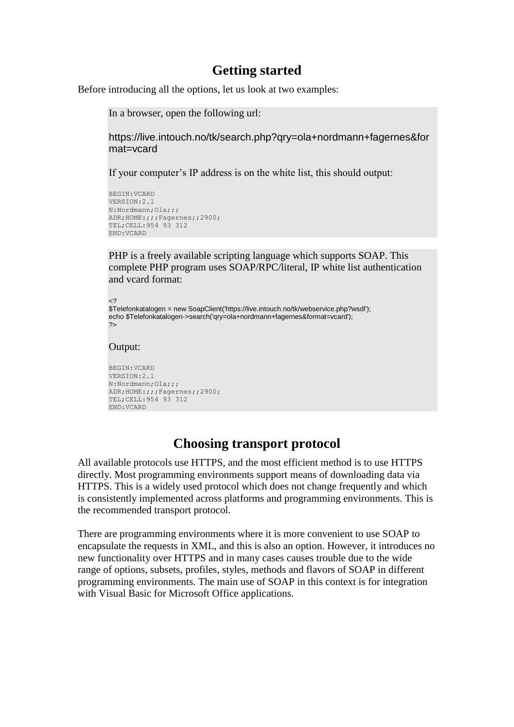# Getting started

Before introducing all the options, let us look at two examples:

In a browser, open the following url:

https://live.intouch.no/tk/search.php?qry=ola+nordmann+fagernes&format=vcard

If your computer's IP address is on the white list, this should output:

```
BEGIN:VCARD
VERSION:2.1
N:Nordmann;Ola;;;
ADR;HOME:;;;Fagernes;;2900;
TEL;CELL:954 93 312
END:VCARD
```

PHP is a freely available scripting language which supports SOAP. This complete PHP program uses SOAP/RPC/literal, IP white list authentication and vcard format:

```
<?
$Telefonkatalogen = new SoapClient('https://live.intouch.no/tk/webservice.php?wsdl');
echo $Telefonkatalogen->search('qry=ola+nordmann+fagernes&format=vcard');
?>
```

Output:

```
BEGIN:VCARD
VERSION:2.1
N:Nordmann;Ola;;;
ADR;HOME:;;;Fagernes;;2900;
TEL;CELL:954 93 312
END:VCARD
```

# Choosing transport protocol

All available protocols use HTTPS, and the most efficient method is to use HTTPS directly. Most programming environments support means of downloading data via HTTPS. This is a widely used protocol which does not change frequently and which is consistently implemented across platforms and programming environments. This is the recommended transport protocol.

There are programming environments where it is more convenient to use SOAP to encapsulate the requests in XML, and this is also an option. However, it introduces no new functionality over HTTPS and in many cases causes trouble due to the wide range of options, subsets, profiles, styles, methods and flavors of SOAP in different programming environments. The main use of SOAP in this context is for integration with Visual Basic for Microsoft Office applications.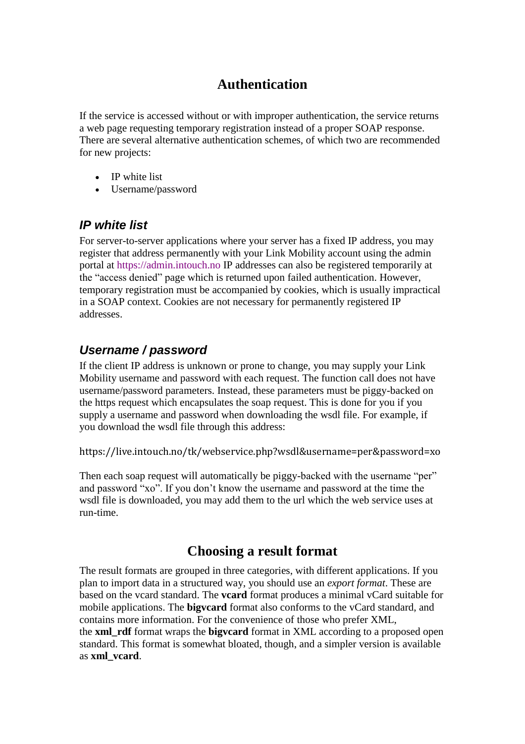# Authentication

If the service is accessed without or with improper authentication, the service returns a web page requesting temporary registration instead of a proper SOAP response. There are several alternative authentication schemes, of which two are recommended for new projects:

- IP white list
- Username/password

### *IP white list*

For server-to-server applications where your server has a fixed IP address, you may register that address permanently with your Link Mobility account using the admin portal at https://admin.intouch.no IP addresses can also be registered temporarily at the "access denied" page which is returned upon failed authentication. However, temporary registration must be accompanied by cookies, which is usually impractical in a SOAP context. Cookies are not necessary for permanently registered IP addresses.

### *Username / password*

If the client IP address is unknown or prone to change, you may supply your Link Mobility username and password with each request. The function call does not have username/password parameters. Instead, these parameters must be piggy-backed on the https request which encapsulates the soap request. This is done for you if you supply a username and password when downloading the wsdl file. For example, if you download the wsdl file through this address:

https://live.intouch.no/tk/webservice.php?wsdl&username=per&password=xo

Then each soap request will automatically be piggy-backed with the username "per" and password "xo". If you don't know the username and password at the time the wsdl file is downloaded, you may add them to the url which the web service uses at run-time.

# Choosing a result format

The result formats are grouped in three categories, with different applications. If you plan to import data in a structured way, you should use an *export format*. These are based on the vcard standard. The **vcard** format produces a minimal vCard suitable for mobile applications. The **bigvcard** format also conforms to the vCard standard, and contains more information. For the convenience of those who prefer XML, the **xml_rdf** format wraps the **bigvcard** format in XML according to a proposed open standard. This format is somewhat bloated, though, and a simpler version is available as **xml_vcard**.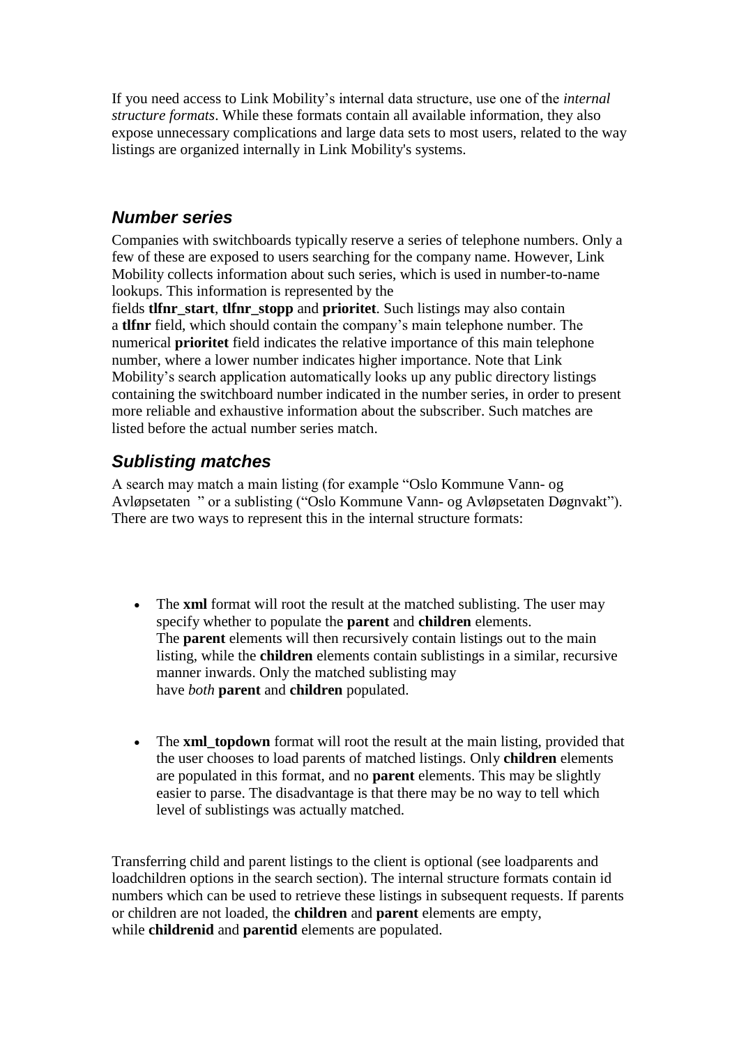If you need access to Link Mobility's internal data structure, use one of the *internal structure formats*. While these formats contain all available information, they also expose unnecessary complications and large data sets to most users, related to the way listings are organized internally in Link Mobility's systems.

### *Number series*

Companies with switchboards typically reserve a series of telephone numbers. Only a few of these are exposed to users searching for the company name. However, Link Mobility collects information about such series, which is used in number-to-name lookups. This information is represented by the fields **tlfnr_start**, **tlfnr_stopp** and **prioritet**. Such listings may also contain a **tlfnr** field, which should contain the company's main telephone number. The numerical **prioritet** field indicates the relative importance of this main telephone number, where a lower number indicates higher importance. Note that Link Mobility's search application automatically looks up any public directory listings containing the switchboard number indicated in the number series, in order to present more reliable and exhaustive information about the subscriber. Such matches are listed before the actual number series match.

### *Sublisting matches*

A search may match a main listing (for example "Oslo Kommune Vann- og Avløpsetaten " or a sublisting ("Oslo Kommune Vann- og Avløpsetaten Døgnvakt"). There are two ways to represent this in the internal structure formats:

- The **xml** format will root the result at the matched sublisting. The user may specify whether to populate the **parent** and **children** elements. The **parent** elements will then recursively contain listings out to the main listing, while the **children** elements contain sublistings in a similar, recursive manner inwards. Only the matched sublisting may have *both* **parent** and **children** populated.

- The **xml_topdown** format will root the result at the main listing, provided that the user chooses to load parents of matched listings. Only **children** elements are populated in this format, and no **parent** elements. This may be slightly easier to parse. The disadvantage is that there may be no way to tell which level of sublistings was actually matched.

Transferring child and parent listings to the client is optional (see loadparents and loadchildren options in the search section). The internal structure formats contain id numbers which can be used to retrieve these listings in subsequent requests. If parents or children are not loaded, the **children** and **parent** elements are empty, while **childrenid** and **parentid** elements are populated.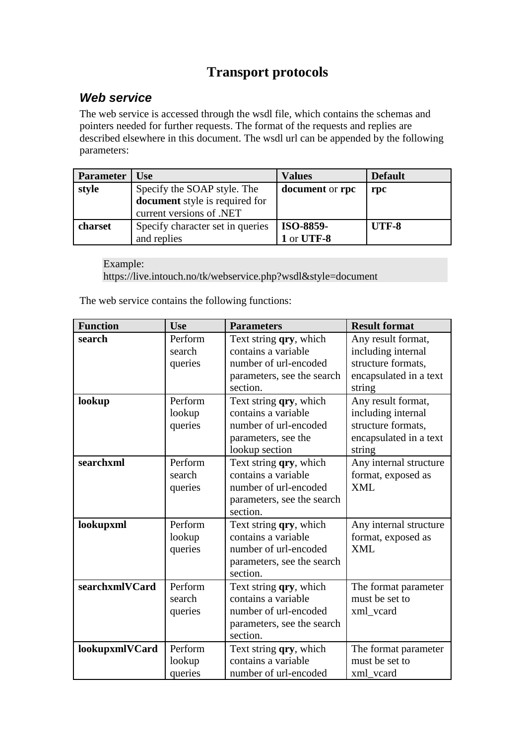# Transport protocols

## *Web service*

The web service is accessed through the wsdl file, which contains the schemas and pointers needed for further requests. The format of the requests and replies are described elsewhere in this document. The wsdl url can be appended by the following parameters:

| Parameter | Use | Values | Default |
|---|---|---|---|
| **style** | Specify the SOAP style. The **document** style is required for current versions of .NET | **document** or **rpc** | **rpc** |
| **charset** | Specify character set in queries and replies | **ISO-8859-1** or **UTF-8** | **UTF-8** |

> Example:
> https://live.intouch.no/tk/webservice.php?wsdl&style=document

The web service contains the following functions:

| Function | Use | Parameters | Result format |
|---|---|---|---|
| **search** | Perform search queries | Text string **qry**, which contains a variable number of url-encoded parameters, see the search section. | Any result format, including internal structure formats, encapsulated in a text string |
| **lookup** | Perform lookup queries | Text string **qry**, which contains a variable number of url-encoded parameters, see the lookup section | Any result format, including internal structure formats, encapsulated in a text string |
| **searchxml** | Perform search queries | Text string **qry**, which contains a variable number of url-encoded parameters, see the search section. | Any internal structure format, exposed as XML |
| **lookupxml** | Perform lookup queries | Text string **qry**, which contains a variable number of url-encoded parameters, see the search section. | Any internal structure format, exposed as XML |
| **searchxmlVCard** | Perform search queries | Text string **qry**, which contains a variable number of url-encoded parameters, see the search section. | The format parameter must be set to xml_vcard |
| **lookupxmlVCard** | Perform lookup queries | Text string **qry**, which contains a variable number of url-encoded | The format parameter must be set to xml_vcard |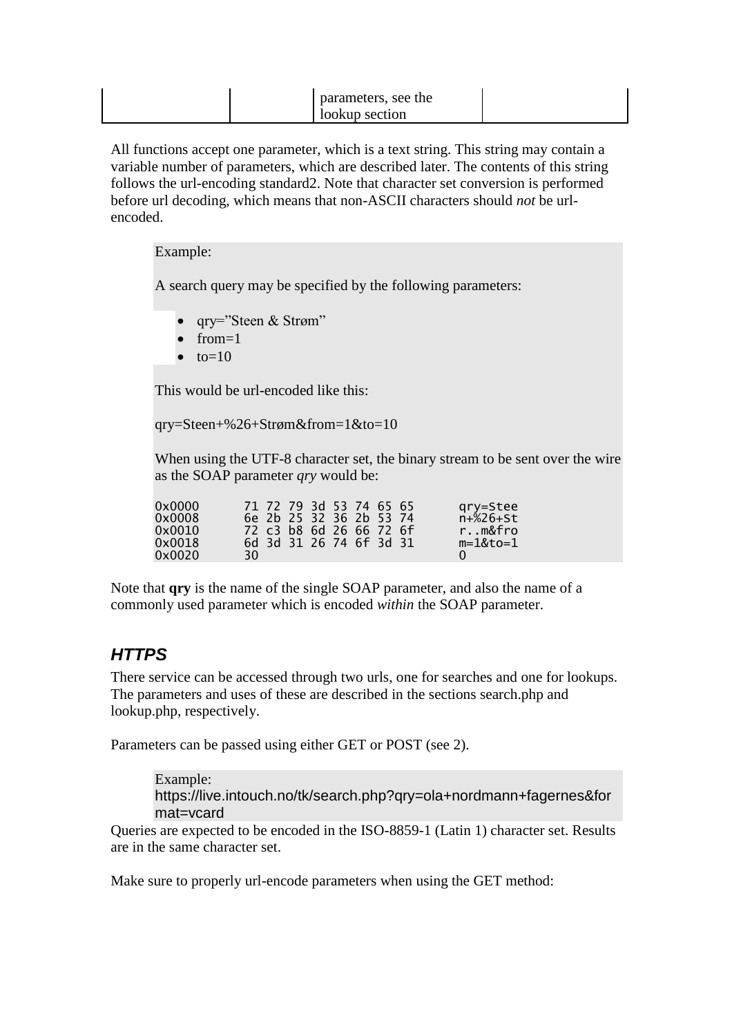| | | parameters, see the lookup section | |
|---|---|---|---|

All functions accept one parameter, which is a text string. This string may contain a variable number of parameters, which are described later. The contents of this string follows the url-encoding standard2. Note that character set conversion is performed before url decoding, which means that non-ASCII characters should *not* be url-encoded.

> Example:
>
> A search query may be specified by the following parameters:
>
> - qry="Steen & Strøm"
> - from=1
> - to=10
>
> This would be url-encoded like this:
>
> qry=Steen+%26+Strøm&from=1&to=10
>
> When using the UTF-8 character set, the binary stream to be sent over the wire as the SOAP parameter *qry* would be:
>
> ```
> 0x0000      71 72 79 3d 53 74 65 65      qry=Stee
> 0x0008      6e 2b 25 32 36 2b 53 74      n+%26+St
> 0x0010      72 c3 b8 6d 26 66 72 6f      r..m&fro
> 0x0018      6d 3d 31 26 74 6f 3d 31      m=1&to=1
> 0x0020      30                           0
> ```

Note that **qry** is the name of the single SOAP parameter, and also the name of a commonly used parameter which is encoded *within* the SOAP parameter.

### *HTTPS*

There service can be accessed through two urls, one for searches and one for lookups. The parameters and uses of these are described in the sections search.php and lookup.php, respectively.

Parameters can be passed using either GET or POST (see 2).

> Example:
> https://live.intouch.no/tk/search.php?qry=ola+nordmann+fagernes&format=vcard

Queries are expected to be encoded in the ISO-8859-1 (Latin 1) character set. Results are in the same character set.

Make sure to properly url-encode parameters when using the GET method: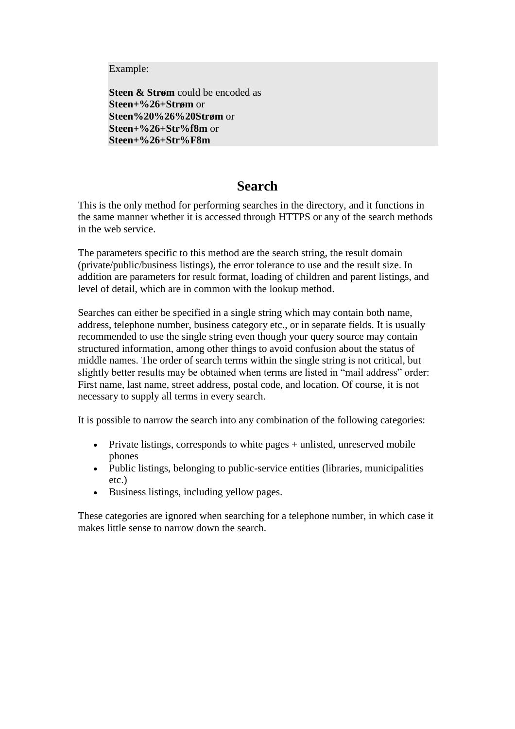Example:

**Steen & Strøm** could be encoded as
**Steen+%26+Strøm** or
**Steen%20%26%20Strøm** or
**Steen+%26+Str%f8m** or
**Steen+%26+Str%F8m**

# Search

This is the only method for performing searches in the directory, and it functions in the same manner whether it is accessed through HTTPS or any of the search methods in the web service.

The parameters specific to this method are the search string, the result domain (private/public/business listings), the error tolerance to use and the result size. In addition are parameters for result format, loading of children and parent listings, and level of detail, which are in common with the lookup method.

Searches can either be specified in a single string which may contain both name, address, telephone number, business category etc., or in separate fields. It is usually recommended to use the single string even though your query source may contain structured information, among other things to avoid confusion about the status of middle names. The order of search terms within the single string is not critical, but slightly better results may be obtained when terms are listed in "mail address" order: First name, last name, street address, postal code, and location. Of course, it is not necessary to supply all terms in every search.

It is possible to narrow the search into any combination of the following categories:

- Private listings, corresponds to white pages + unlisted, unreserved mobile phones
- Public listings, belonging to public-service entities (libraries, municipalities etc.)
- Business listings, including yellow pages.

These categories are ignored when searching for a telephone number, in which case it makes little sense to narrow down the search.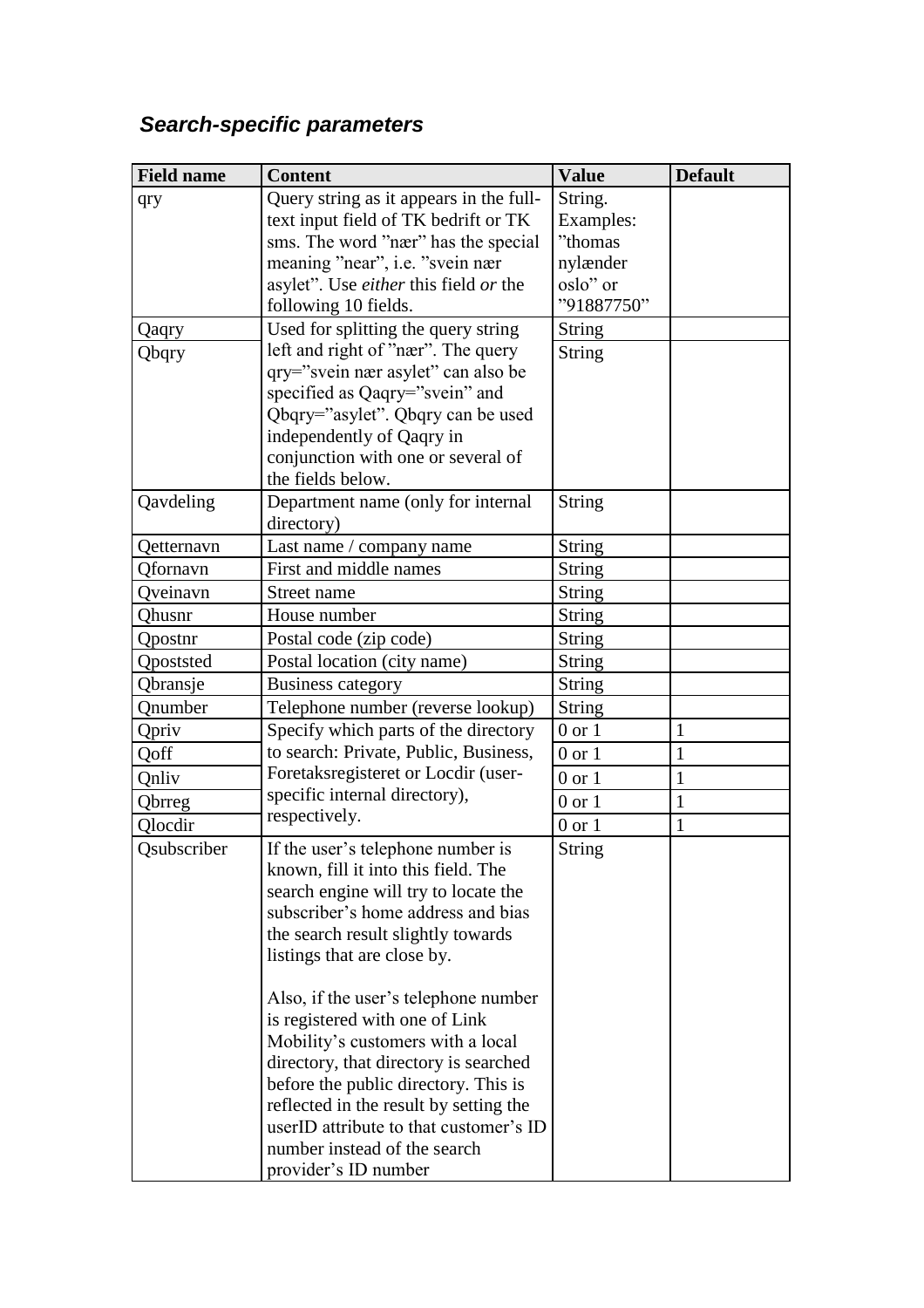## *Search-specific parameters*

| Field name | Content | Value | Default |
|---|---|---|---|
| qry | Query string as it appears in the full-text input field of TK bedrift or TK sms. The word "nær" has the special meaning "near", i.e. "svein nær asylet". Use *either* this field *or* the following 10 fields. | String. Examples: "thomas nylænder oslo" or "91887750" | |
| Qaqry | Used for splitting the query string left and right of "nær". The query qry="svein nær asylet" can also be specified as Qaqry="svein" and Qbqry="asylet". Qbqry can be used independently of Qaqry in conjunction with one or several of the fields below. | String | |
| Qbqry | | String | |
| Qavdeling | Department name (only for internal directory) | String | |
| Qetternavn | Last name / company name | String | |
| Qfornavn | First and middle names | String | |
| Qveinavn | Street name | String | |
| Qhusnr | House number | String | |
| Qpostnr | Postal code (zip code) | String | |
| Qpoststed | Postal location (city name) | String | |
| Qbransje | Business category | String | |
| Qnumber | Telephone number (reverse lookup) | String | |
| Qpriv | Specify which parts of the directory to search: Private, Public, Business, Foretaksregisteret or Locdir (user-specific internal directory), respectively. | 0 or 1 | 1 |
| Qoff | | 0 or 1 | 1 |
| Qnliv | | 0 or 1 | 1 |
| Qbrreg | | 0 or 1 | 1 |
| Qlocdir | | 0 or 1 | 1 |
| Qsubscriber | If the user's telephone number is known, fill it into this field. The search engine will try to locate the subscriber's home address and bias the search result slightly towards listings that are close by.<br><br>Also, if the user's telephone number is registered with one of Link Mobility's customers with a local directory, that directory is searched before the public directory. This is reflected in the result by setting the userID attribute to that customer's ID number instead of the search provider's ID number | String | |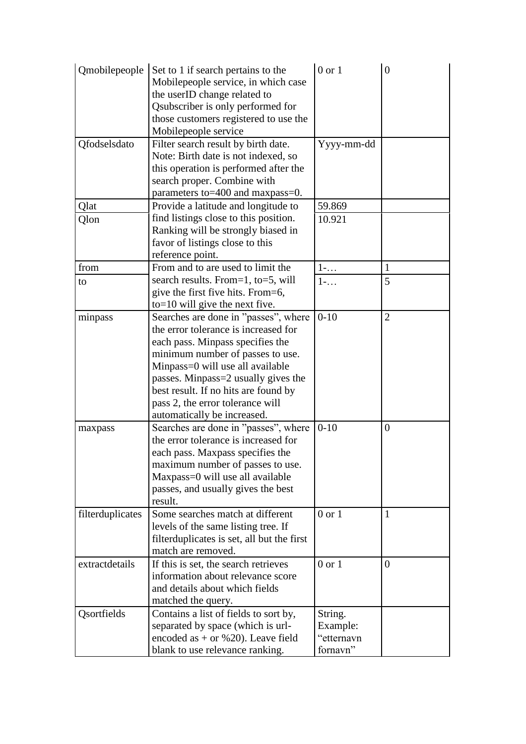| Qmobilepeople | Set to 1 if search pertains to the Mobilepeople service, in which case the userID change related to Qsubscriber is only performed for those customers registered to use the Mobilepeople service | 0 or 1 | 0 |
|---|---|---|---|
| Qfodselsdato | Filter search result by birth date. Note: Birth date is not indexed, so this operation is performed after the search proper. Combine with parameters to=400 and maxpass=0. | Yyyy-mm-dd | |
| Qlat | Provide a latitude and longitude to find listings close to this position. Ranking will be strongly biased in favor of listings close to this reference point. | 59.869 | |
| Qlon | | 10.921 | |
| from | From and to are used to limit the search results. From=1, to=5, will give the first five hits. From=6, to=10 will give the next five. | 1-… | 1 |
| to | | 1-… | 5 |
| minpass | Searches are done in ”passes”, where the error tolerance is increased for each pass. Minpass specifies the minimum number of passes to use. Minpass=0 will use all available passes. Minpass=2 usually gives the best result. If no hits are found by pass 2, the error tolerance will automatically be increased. | 0-10 | 2 |
| maxpass | Searches are done in ”passes”, where the error tolerance is increased for each pass. Maxpass specifies the maximum number of passes to use. Maxpass=0 will use all available passes, and usually gives the best result. | 0-10 | 0 |
| filterduplicates | Some searches match at different levels of the same listing tree. If filterduplicates is set, all but the first match are removed. | 0 or 1 | 1 |
| extractdetails | If this is set, the search retrieves information about relevance score and details about which fields matched the query. | 0 or 1 | 0 |
| Qsortfields | Contains a list of fields to sort by, separated by space (which is url-encoded as + or %20). Leave field blank to use relevance ranking. | String. Example: “etternavn fornavn” | |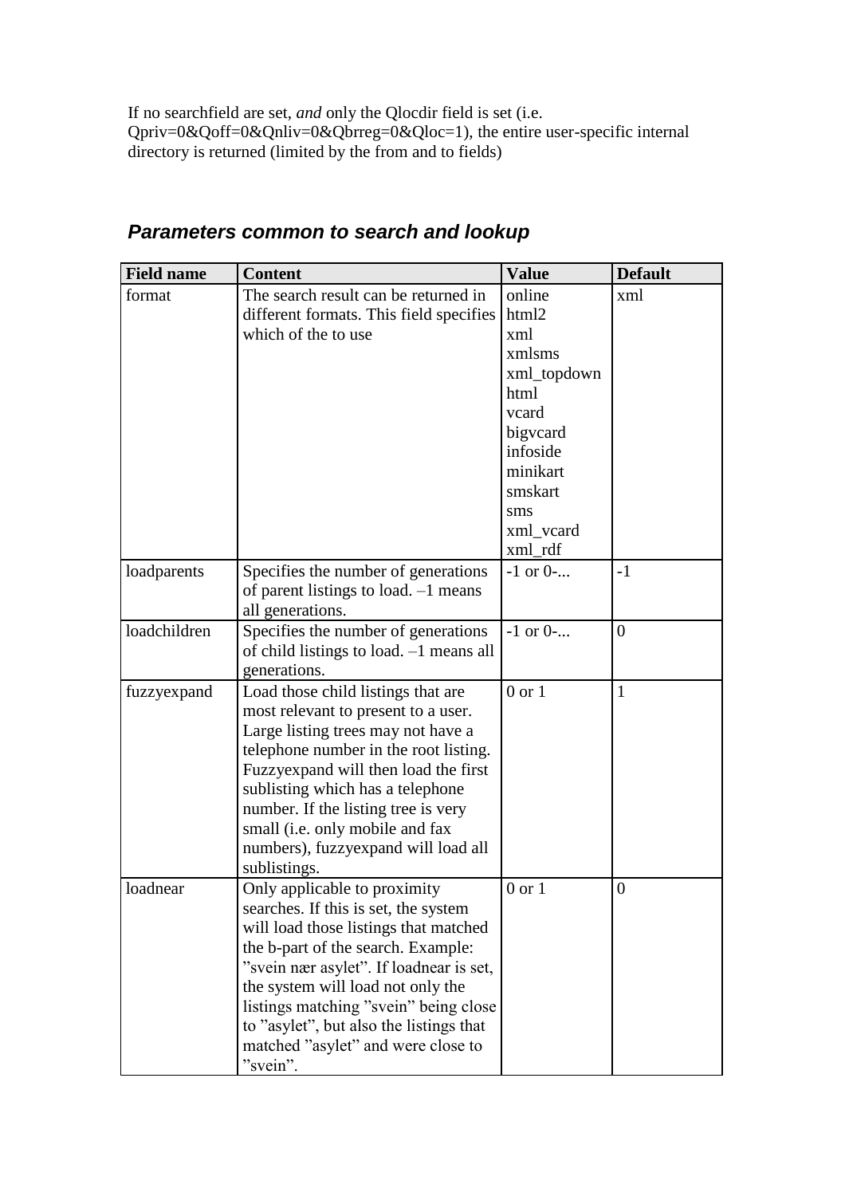If no searchfield are set, *and* only the Qlocdir field is set (i.e. Qpriv=0&Qoff=0&Qnliv=0&Qbrreg=0&Qloc=1), the entire user-specific internal directory is returned (limited by the from and to fields)

## *Parameters common to search and lookup*

| Field name | Content | Value | Default |
|---|---|---|---|
| format | The search result can be returned in different formats. This field specifies which of the to use | online<br>html2<br>xml<br>xmlsms<br>xml_topdown<br>html<br>vcard<br>bigvcard<br>infoside<br>minikart<br>smskart<br>sms<br>xml_vcard<br>xml_rdf | xml |
| loadparents | Specifies the number of generations of parent listings to load. –1 means all generations. | -1 or 0-... | -1 |
| loadchildren | Specifies the number of generations of child listings to load. –1 means all generations. | -1 or 0-... | 0 |
| fuzzyexpand | Load those child listings that are most relevant to present to a user. Large listing trees may not have a telephone number in the root listing. Fuzzyexpand will then load the first sublisting which has a telephone number. If the listing tree is very small (i.e. only mobile and fax numbers), fuzzyexpand will load all sublistings. | 0 or 1 | 1 |
| loadnear | Only applicable to proximity searches. If this is set, the system will load those listings that matched the b-part of the search. Example: ”svein nær asylet”. If loadnear is set, the system will load not only the listings matching ”svein” being close to ”asylet”, but also the listings that matched ”asylet” and were close to ”svein”. | 0 or 1 | 0 |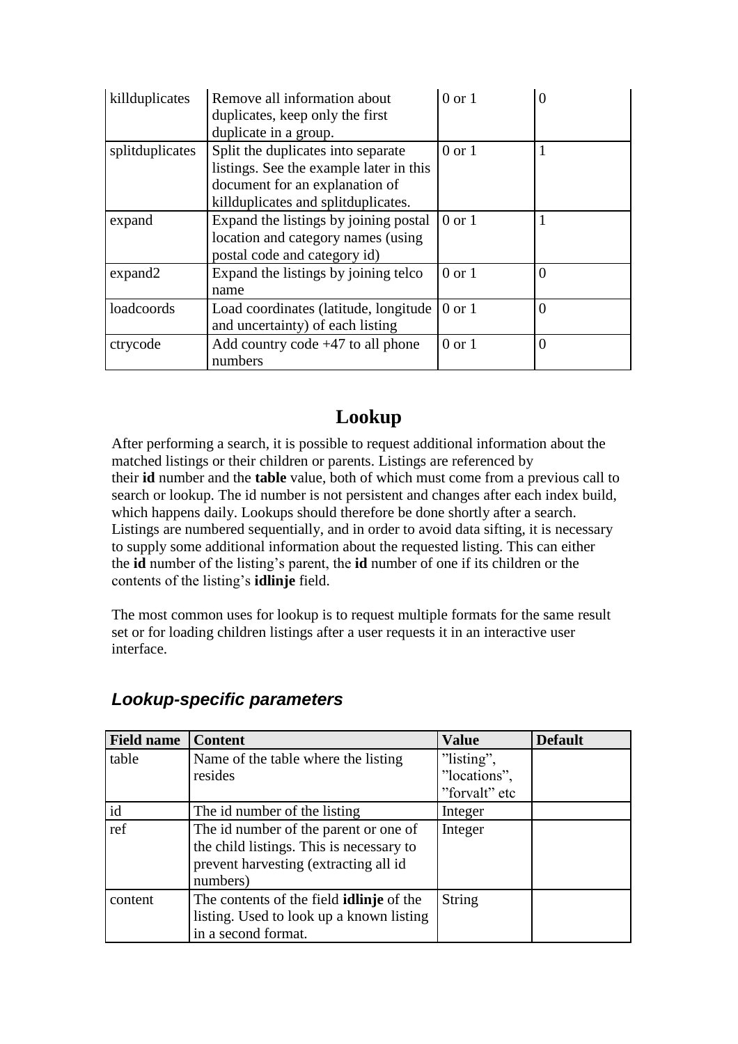| | | | |
|---|---|---|---|
| killduplicates | Remove all information about duplicates, keep only the first duplicate in a group. | 0 or 1 | 0 |
| splitduplicates | Split the duplicates into separate listings. See the example later in this document for an explanation of killduplicates and splitduplicates. | 0 or 1 | 1 |
| expand | Expand the listings by joining postal location and category names (using postal code and category id) | 0 or 1 | 1 |
| expand2 | Expand the listings by joining telco name | 0 or 1 | 0 |
| loadcoords | Load coordinates (latitude, longitude and uncertainty) of each listing | 0 or 1 | 0 |
| ctrycode | Add country code +47 to all phone numbers | 0 or 1 | 0 |

# Lookup

After performing a search, it is possible to request additional information about the matched listings or their children or parents. Listings are referenced by their **id** number and the **table** value, both of which must come from a previous call to search or lookup. The id number is not persistent and changes after each index build, which happens daily. Lookups should therefore be done shortly after a search. Listings are numbered sequentially, and in order to avoid data sifting, it is necessary to supply some additional information about the requested listing. This can either the **id** number of the listing's parent, the **id** number of one if its children or the contents of the listing's **idlinje** field.

The most common uses for lookup is to request multiple formats for the same result set or for loading children listings after a user requests it in an interactive user interface.

## *Lookup-specific parameters*

| Field name | Content | Value | Default |
|---|---|---|---|
| table | Name of the table where the listing resides | "listing", "locations", "forvalt" etc | |
| id | The id number of the listing | Integer | |
| ref | The id number of the parent or one of the child listings. This is necessary to prevent harvesting (extracting all id numbers) | Integer | |
| content | The contents of the field **idlinje** of the listing. Used to look up a known listing in a second format. | String | |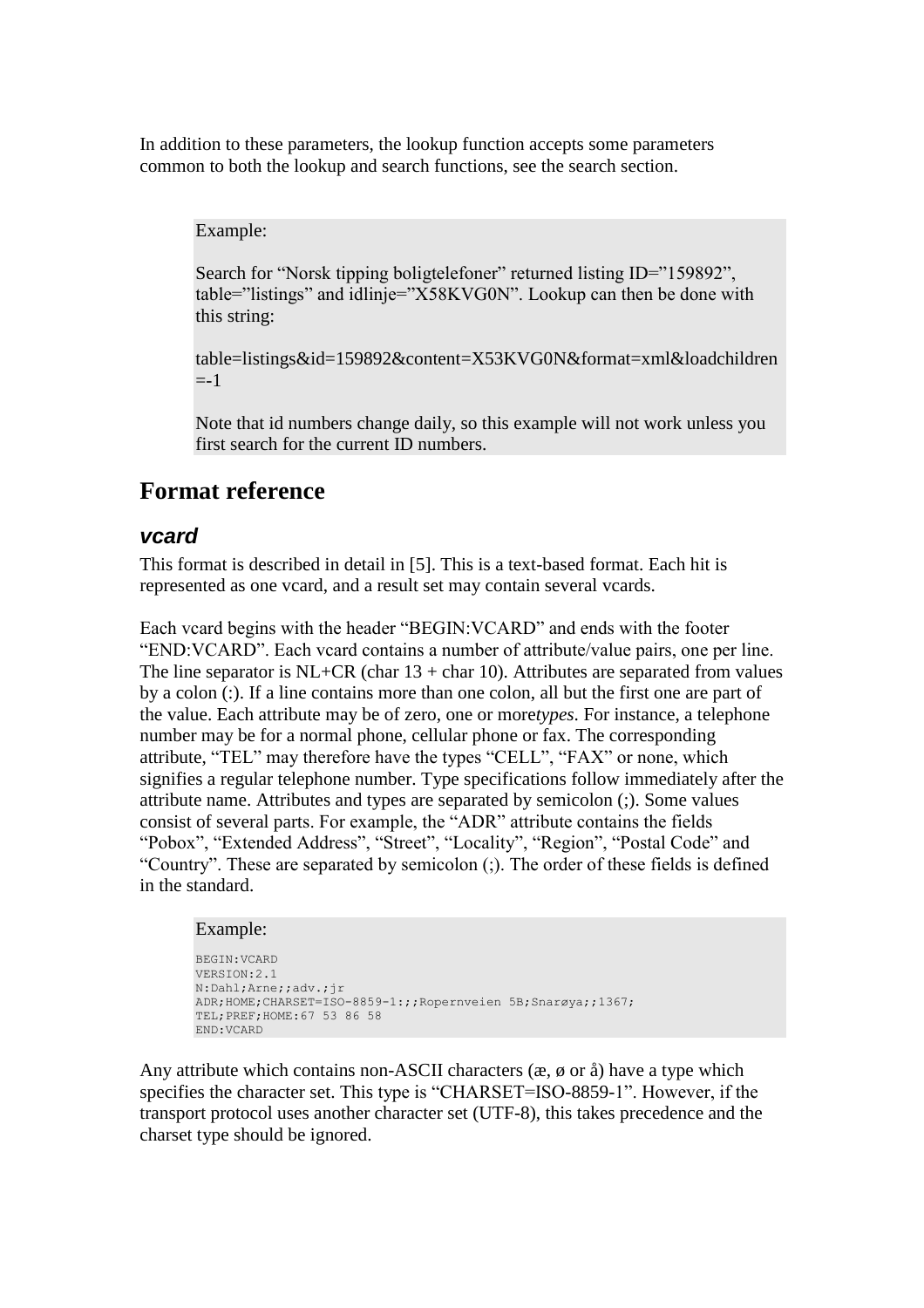In addition to these parameters, the lookup function accepts some parameters common to both the lookup and search functions, see the search section.

> Example:
>
> Search for “Norsk tipping boligtelefoner” returned listing ID=”159892”, table=”listings” and idlinje=”X58KVG0N”. Lookup can then be done with this string:
>
> table=listings&id=159892&content=X53KVG0N&format=xml&loadchildren=-1
>
> Note that id numbers change daily, so this example will not work unless you first search for the current ID numbers.

# Format reference

## *vcard*

This format is described in detail in [5]. This is a text-based format. Each hit is represented as one vcard, and a result set may contain several vcards.

Each vcard begins with the header “BEGIN:VCARD” and ends with the footer “END:VCARD”. Each vcard contains a number of attribute/value pairs, one per line. The line separator is NL+CR (char 13 + char 10). Attributes are separated from values by a colon (:). If a line contains more than one colon, all but the first one are part of the value. Each attribute may be of zero, one or more*types*. For instance, a telephone number may be for a normal phone, cellular phone or fax. The corresponding attribute, “TEL” may therefore have the types “CELL”, “FAX” or none, which signifies a regular telephone number. Type specifications follow immediately after the attribute name. Attributes and types are separated by semicolon (;). Some values consist of several parts. For example, the “ADR” attribute contains the fields “Pobox”, “Extended Address”, “Street”, “Locality”, “Region”, “Postal Code” and “Country”. These are separated by semicolon (;). The order of these fields is defined in the standard.

Example:

```
BEGIN:VCARD
VERSION:2.1
N:Dahl;Arne;;adv.;jr
ADR;HOME;CHARSET=ISO-8859-1:;;Ropernveien 5B;Snarøya;;1367;
TEL;PREF;HOME:67 53 86 58
END:VCARD
```

Any attribute which contains non-ASCII characters (æ, ø or å) have a type which specifies the character set. This type is “CHARSET=ISO-8859-1”. However, if the transport protocol uses another character set (UTF-8), this takes precedence and the charset type should be ignored.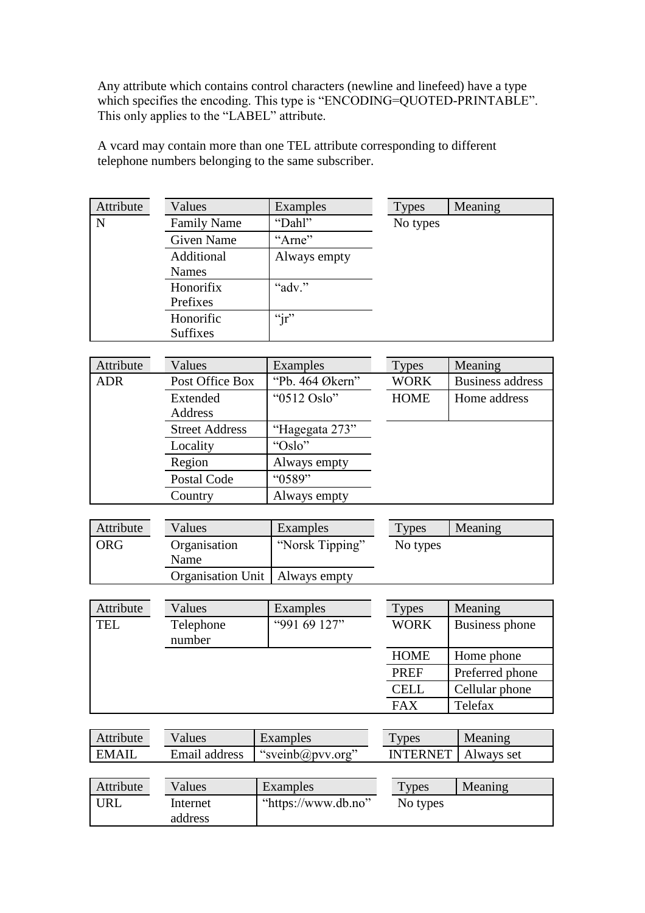Any attribute which contains control characters (newline and linefeed) have a type which specifies the encoding. This type is "ENCODING=QUOTED-PRINTABLE". This only applies to the "LABEL" attribute.

A vcard may contain more than one TEL attribute corresponding to different telephone numbers belonging to the same subscriber.

| Attribute | Values | Examples | Types | Meaning |
|---|---|---|---|---|
| N | Family Name | "Dahl" | No types | |
| | Given Name | "Arne" | | |
| | Additional Names | Always empty | | |
| | Honorifix Prefixes | "adv." | | |
| | Honorific Suffixes | "jr" | | |

| Attribute | Values | Examples | Types | Meaning |
|---|---|---|---|---|
| ADR | Post Office Box | "Pb. 464 Økern" | WORK | Business address |
| | Extended Address | "0512 Oslo" | HOME | Home address |
| | Street Address | "Hagegata 273" | | |
| | Locality | "Oslo" | | |
| | Region | Always empty | | |
| | Postal Code | "0589" | | |
| | Country | Always empty | | |

| Attribute | Values | Examples | Types | Meaning |
|---|---|---|---|---|
| ORG | Organisation Name | "Norsk Tipping" | No types | |
| | Organisation Unit | Always empty | | |

| Attribute | Values | Examples | Types | Meaning |
|---|---|---|---|---|
| TEL | Telephone number | "991 69 127" | WORK | Business phone |
| | | | HOME | Home phone |
| | | | PREF | Preferred phone |
| | | | CELL | Cellular phone |
| | | | FAX | Telefax |

| Attribute | Values | Examples | Types | Meaning |
|---|---|---|---|---|
| EMAIL | Email address | "sveinb@pvv.org" | INTERNET | Always set |

| Attribute | Values | Examples | Types | Meaning |
|---|---|---|---|---|
| URL | Internet address | "https://www.db.no" | No types | |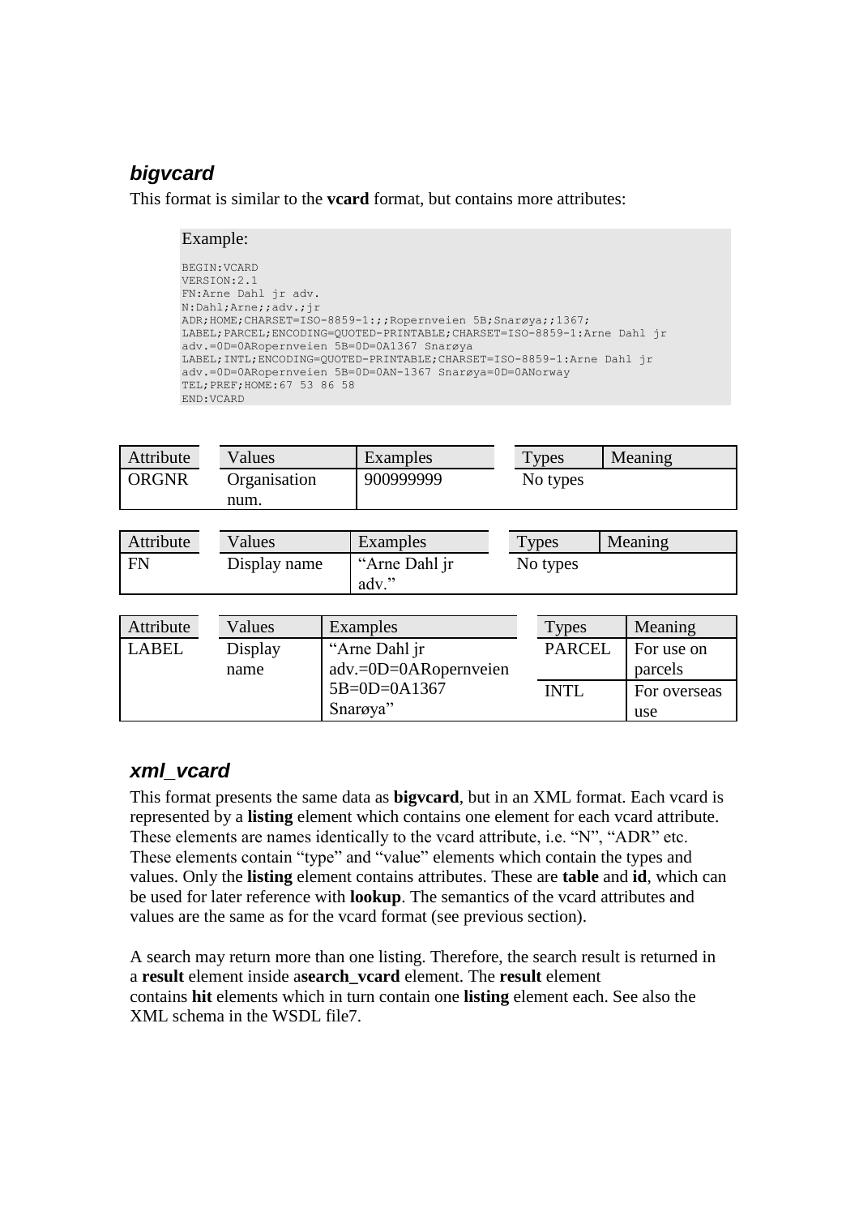### *bigvcard*

This format is similar to the **vcard** format, but contains more attributes:

Example:

```
BEGIN:VCARD
VERSION:2.1
FN:Arne Dahl jr adv.
N:Dahl;Arne;;adv.;jr
ADR;HOME;CHARSET=ISO-8859-1:;;Ropernveien 5B;Snarøya;;1367;
LABEL;PARCEL;ENCODING=QUOTED-PRINTABLE;CHARSET=ISO-8859-1:Arne Dahl jr
adv.=0D=0ARopernveien 5B=0D=0A1367 Snarøya
LABEL;INTL;ENCODING=QUOTED-PRINTABLE;CHARSET=ISO-8859-1:Arne Dahl jr
adv.=0D=0ARopernveien 5B=0D=0AN-1367 Snarøya=0D=0ANorway
TEL;PREF;HOME:67 53 86 58
END:VCARD
```

| Attribute | Values | Examples | Types | Meaning |
|---|---|---|---|---|
| ORGNR | Organisation num. | 900999999 | No types | |

| Attribute | Values | Examples | Types | Meaning |
|---|---|---|---|---|
| FN | Display name | “Arne Dahl jr adv.” | No types | |

| Attribute | Values | Examples | Types | Meaning |
|---|---|---|---|---|
| LABEL | Display name | “Arne Dahl jr adv.=0D=0ARopernveien 5B=0D=0A1367 Snarøya” | PARCEL | For use on parcels |
| | | | INTL | For overseas use |

### *xml_vcard*

This format presents the same data as **bigvcard**, but in an XML format. Each vcard is represented by a **listing** element which contains one element for each vcard attribute. These elements are names identically to the vcard attribute, i.e. “N”, “ADR” etc. These elements contain “type” and “value” elements which contain the types and values. Only the **listing** element contains attributes. These are **table** and **id**, which can be used for later reference with **lookup**. The semantics of the vcard attributes and values are the same as for the vcard format (see previous section).

A search may return more than one listing. Therefore, the search result is returned in a **result** element inside a**search_vcard** element. The **result** element contains **hit** elements which in turn contain one **listing** element each. See also the XML schema in the WSDL file7.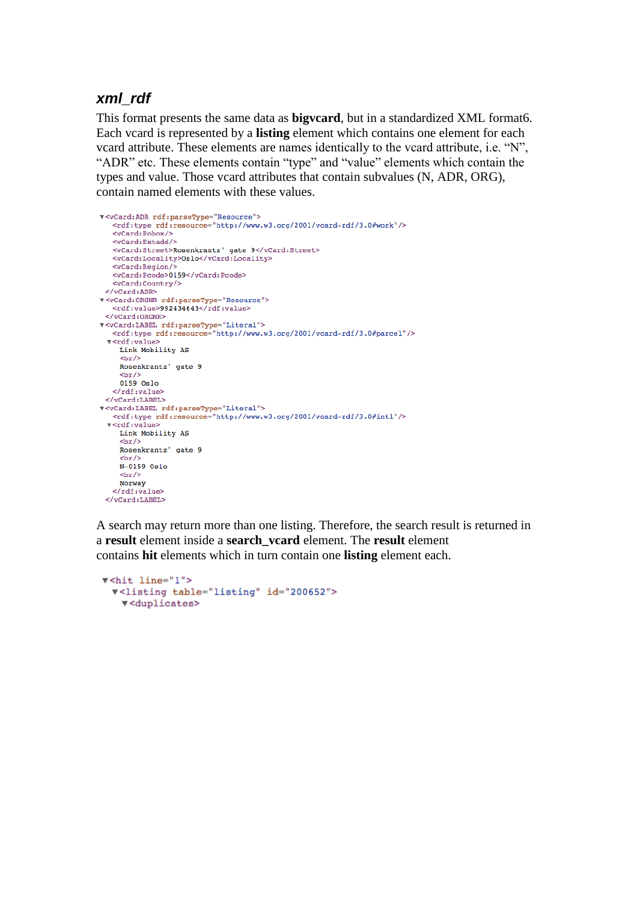### xml_rdf

This format presents the same data as **bigvcard**, but in a standardized XML format6. Each vcard is represented by a **listing** element which contains one element for each vcard attribute. These elements are names identically to the vcard attribute, i.e. “N”, “ADR” etc. These elements contain “type” and “value” elements which contain the types and value. Those vcard attributes that contain subvalues (N, ADR, ORG), contain named elements with these values.

```
▼<vCard:ADR rdf:parseType="Resource">
   <rdf:type rdf:resource="http://www.w3.org/2001/vcard-rdf/3.0#work"/>
   <vCard:Pobox/>
   <vCard:Extadd/>
   <vCard:Street>Rosenkrantz' gate 9</vCard:Street>
   <vCard:Locality>Oslo</vCard:Locality>
   <vCard:Region/>
   <vCard:Pcode>0159</vCard:Pcode>
   <vCard:Country/>
 </vCard:ADR>
▼<vCard:ORGNR rdf:parseType="Resource">
   <rdf:value>992434643</rdf:value>
 </vCard:ORGNR>
▼<vCard:LABEL rdf:parseType="Literal">
   <rdf:type rdf:resource="http://www.w3.org/2001/vcard-rdf/3.0#parcel"/>
 ▼<rdf:value>
     Link Mobility AS
     <br/>
     Rosenkrantz' gate 9
     <br/>
     0159 Oslo
   </rdf:value>
 </vCard:LABEL>
▼<vCard:LABEL rdf:parseType="Literal">
   <rdf:type rdf:resource="http://www.w3.org/2001/vcard-rdf/3.0#intl"/>
 ▼<rdf:value>
     Link Mobility AS
     <br/>
     Rosenkrantz' gate 9
     <br/>
     N-0159 Oslo
     <br/>
     Norway
   </rdf:value>
 </vCard:LABEL>
```

A search may return more than one listing. Therefore, the search result is returned in a **result** element inside a **search_vcard** element. The **result** element contains **hit** elements which in turn contain one **listing** element each.

```
▼<hit line="1">
  ▼<listing table="listing" id="200652">
    ▼<duplicates>
```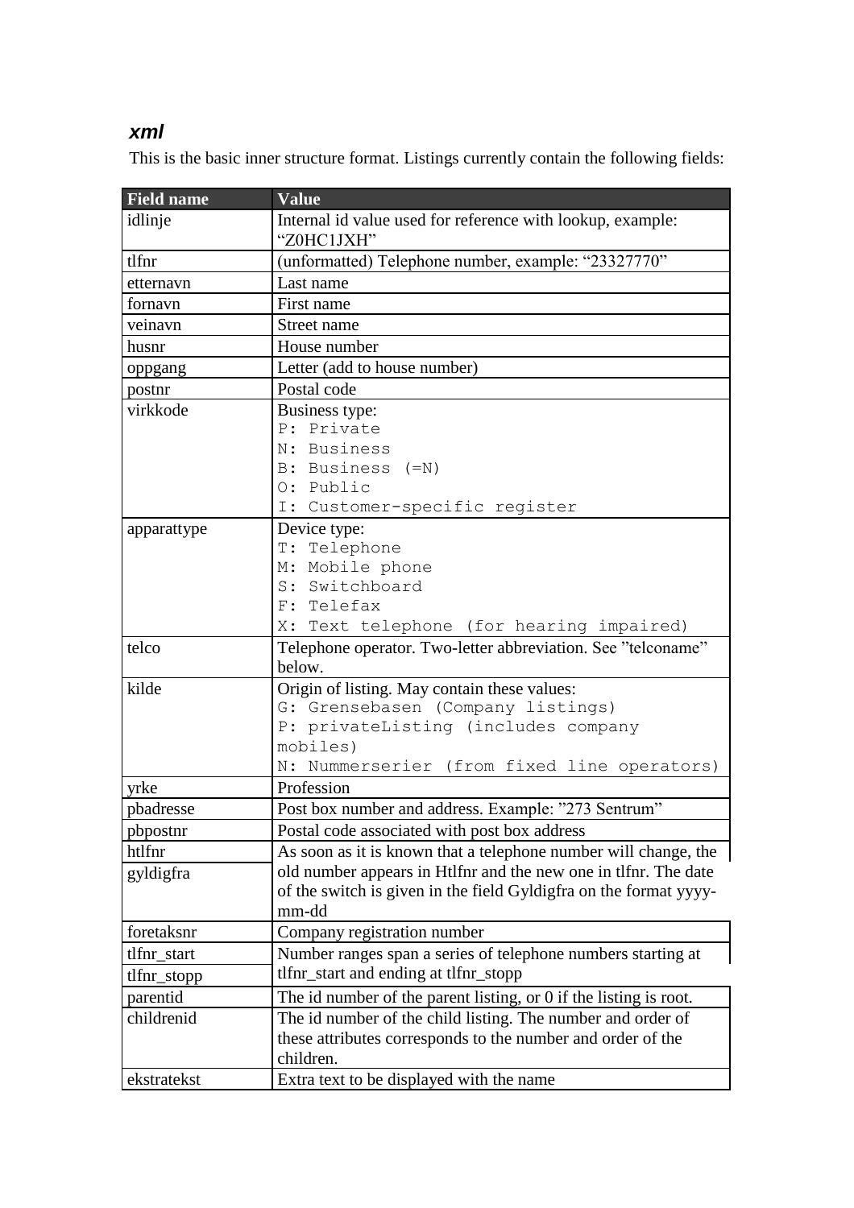### *xml*

This is the basic inner structure format. Listings currently contain the following fields:

| Field name | Value |
|---|---|
| idlinje | Internal id value used for reference with lookup, example: "Z0HC1JXH" |
| tlfnr | (unformatted) Telephone number, example: "23327770" |
| etternavn | Last name |
| fornavn | First name |
| veinavn | Street name |
| husnr | House number |
| oppgang | Letter (add to house number) |
| postnr | Postal code |
| virkkode | Business type:<br>`P: Private`<br>`N: Business`<br>`B: Business (=N)`<br>`O: Public`<br>`I: Customer-specific register` |
| apparattype | Device type:<br>`T: Telephone`<br>`M: Mobile phone`<br>`S: Switchboard`<br>`F: Telefax`<br>`X: Text telephone (for hearing impaired)` |
| telco | Telephone operator. Two-letter abbreviation. See "telconame" below. |
| kilde | Origin of listing. May contain these values:<br>`G: Grensebasen (Company listings)`<br>`P: privateListing (includes company mobiles)`<br>`N: Nummerserier (from fixed line operators)` |
| yrke | Profession |
| pbadresse | Post box number and address. Example: "273 Sentrum" |
| pbpostnr | Postal code associated with post box address |
| htlfnr<br>gyldigfra | As soon as it is known that a telephone number will change, the old number appears in Htlfnr and the new one in tlfnr. The date of the switch is given in the field Gyldigfra on the format yyyy-mm-dd |
| foretaksnr | Company registration number |
| tlfnr_start<br>tlfnr_stopp | Number ranges span a series of telephone numbers starting at tlfnr_start and ending at tlfnr_stopp |
| parentid | The id number of the parent listing, or 0 if the listing is root. |
| childrenid | The id number of the child listing. The number and order of these attributes corresponds to the number and order of the children. |
| ekstratekst | Extra text to be displayed with the name |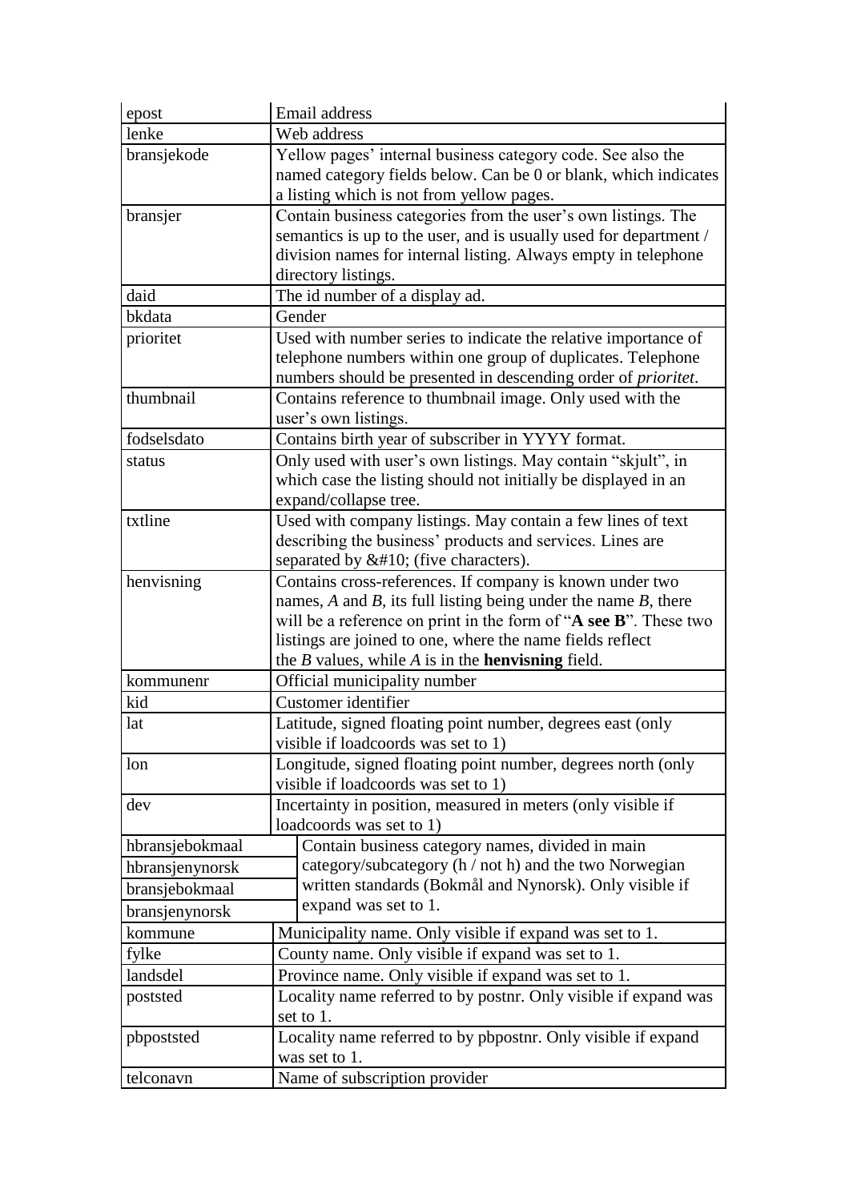| | |
|---|---|
| epost | Email address |
| lenke | Web address |
| bransjekode | Yellow pages' internal business category code. See also the named category fields below. Can be 0 or blank, which indicates a listing which is not from yellow pages. |
| bransjer | Contain business categories from the user's own listings. The semantics is up to the user, and is usually used for department / division names for internal listing. Always empty in telephone directory listings. |
| daid | The id number of a display ad. |
| bkdata | Gender |
| prioritet | Used with number series to indicate the relative importance of telephone numbers within one group of duplicates. Telephone numbers should be presented in descending order of *prioritet*. |
| thumbnail | Contains reference to thumbnail image. Only used with the user's own listings. |
| fodselsdato | Contains birth year of subscriber in YYYY format. |
| status | Only used with user's own listings. May contain "skjult", in which case the listing should not initially be displayed in an expand/collapse tree. |
| txtline | Used with company listings. May contain a few lines of text describing the business' products and services. Lines are separated by &#10; (five characters). |
| henvisning | Contains cross-references. If company is known under two names, *A* and *B*, its full listing being under the name *B*, there will be a reference on print in the form of "**A see B**". These two listings are joined to one, where the name fields reflect the *B* values, while *A* is in the **henvisning** field. |
| kommunenr | Official municipality number |
| kid | Customer identifier |
| lat | Latitude, signed floating point number, degrees east (only visible if loadcoords was set to 1) |
| lon | Longitude, signed floating point number, degrees north (only visible if loadcoords was set to 1) |
| dev | Incertainty in position, measured in meters (only visible if loadcoords was set to 1) |
| hbransjebokmaal<br>hbransjenynorsk<br>bransjebokmaal<br>bransjenynorsk | Contain business category names, divided in main category/subcategory (h / not h) and the two Norwegian written standards (Bokmål and Nynorsk). Only visible if expand was set to 1. |
| kommune | Municipality name. Only visible if expand was set to 1. |
| fylke | County name. Only visible if expand was set to 1. |
| landsdel | Province name. Only visible if expand was set to 1. |
| poststed | Locality name referred to by postnr. Only visible if expand was set to 1. |
| pbpoststed | Locality name referred to by pbpostnr. Only visible if expand was set to 1. |
| telconavn | Name of subscription provider |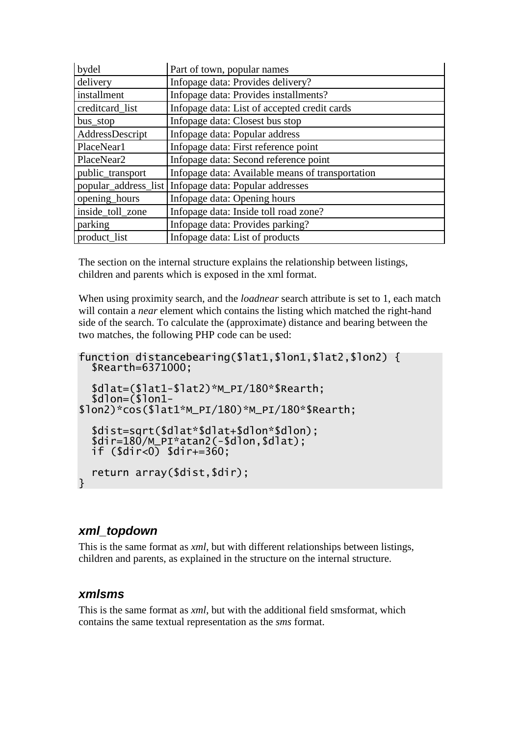| bydel | Part of town, popular names |
|---|---|
| delivery | Infopage data: Provides delivery? |
| installment | Infopage data: Provides installments? |
| creditcard_list | Infopage data: List of accepted credit cards |
| bus_stop | Infopage data: Closest bus stop |
| AddressDescript | Infopage data: Popular address |
| PlaceNear1 | Infopage data: First reference point |
| PlaceNear2 | Infopage data: Second reference point |
| public_transport | Infopage data: Available means of transportation |
| popular_address_list | Infopage data: Popular addresses |
| opening_hours | Infopage data: Opening hours |
| inside_toll_zone | Infopage data: Inside toll road zone? |
| parking | Infopage data: Provides parking? |
| product_list | Infopage data: List of products |

The section on the internal structure explains the relationship between listings, children and parents which is exposed in the xml format.

When using proximity search, and the *loadnear* search attribute is set to 1, each match will contain a *near* element which contains the listing which matched the right-hand side of the search. To calculate the (approximate) distance and bearing between the two matches, the following PHP code can be used:

```
function distancebearing($lat1,$lon1,$lat2,$lon2) {
  $Rearth=6371000;

  $dlat=($lat1-$lat2)*M_PI/180*$Rearth;
  $dlon=($lon1-
$lon2)*cos($lat1*M_PI/180)*M_PI/180*$Rearth;

  $dist=sqrt($dlat*$dlat+$dlon*$dlon);
  $dir=180/M_PI*atan2(-$dlon,$dlat);
  if ($dir<0) $dir+=360;

  return array($dist,$dir);
}
```

### *xml_topdown*

This is the same format as *xml*, but with different relationships between listings, children and parents, as explained in the structure on the internal structure.

### *xmlsms*

This is the same format as *xml*, but with the additional field smsformat, which contains the same textual representation as the *sms* format.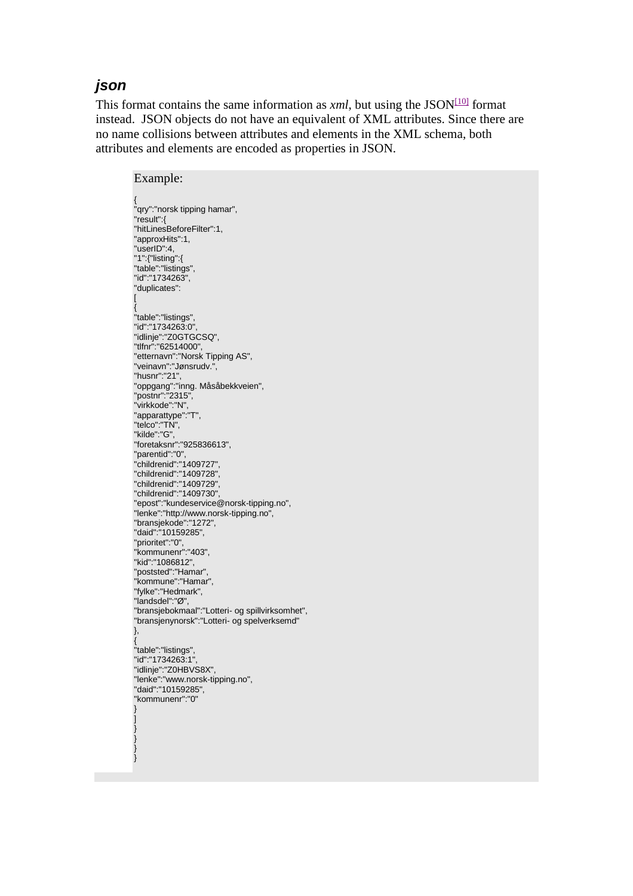### *json*

This format contains the same information as *xml*, but using the JSON[10] format instead. JSON objects do not have an equivalent of XML attributes. Since there are no name collisions between attributes and elements in the XML schema, both attributes and elements are encoded as properties in JSON.

Example:

```
{
"qry":"norsk tipping hamar",
"result":{
"hitLinesBeforeFilter":1,
"approxHits":1,
"userID":4,
"1":{"listing":{
"table":"listings",
"id":"1734263",
"duplicates":
[
{
"table":"listings",
"id":"1734263:0",
"idlinje":"Z0GTGCSQ",
"tlfnr":"62514000",
"etternavn":"Norsk Tipping AS",
"veinavn":"Jønsrudv.",
"husnr":"21",
"oppgang":"inng. Måsåbekkveien",
"postnr":"2315",
"virkkode":"N",
"apparattype":"T",
"telco":"TN",
"kilde":"G",
"foretaksnr":"925836613",
"parentid":"0",
"childrenid":"1409727",
"childrenid":"1409728",
"childrenid":"1409729",
"childrenid":"1409730",
"epost":"kundeservice@norsk-tipping.no",
"lenke":"http://www.norsk-tipping.no",
"bransjekode":"1272",
"daid":"10159285",
"prioritet":"0",
"kommunenr":"403",
"kid":"1086812",
"poststed":"Hamar",
"kommune":"Hamar",
"fylke":"Hedmark",
"landsdel":"Ø",
"bransjebokmaal":"Lotteri- og spillvirksomhet",
"bransjenynorsk":"Lotteri- og spelverksemd"
},
{
"table":"listings",
"id":"1734263:1",
"idlinje":"Z0HBVS8X",
"lenke":"www.norsk-tipping.no",
"daid":"10159285",
"kommunenr":"0"
}
]
}
}
}
}
```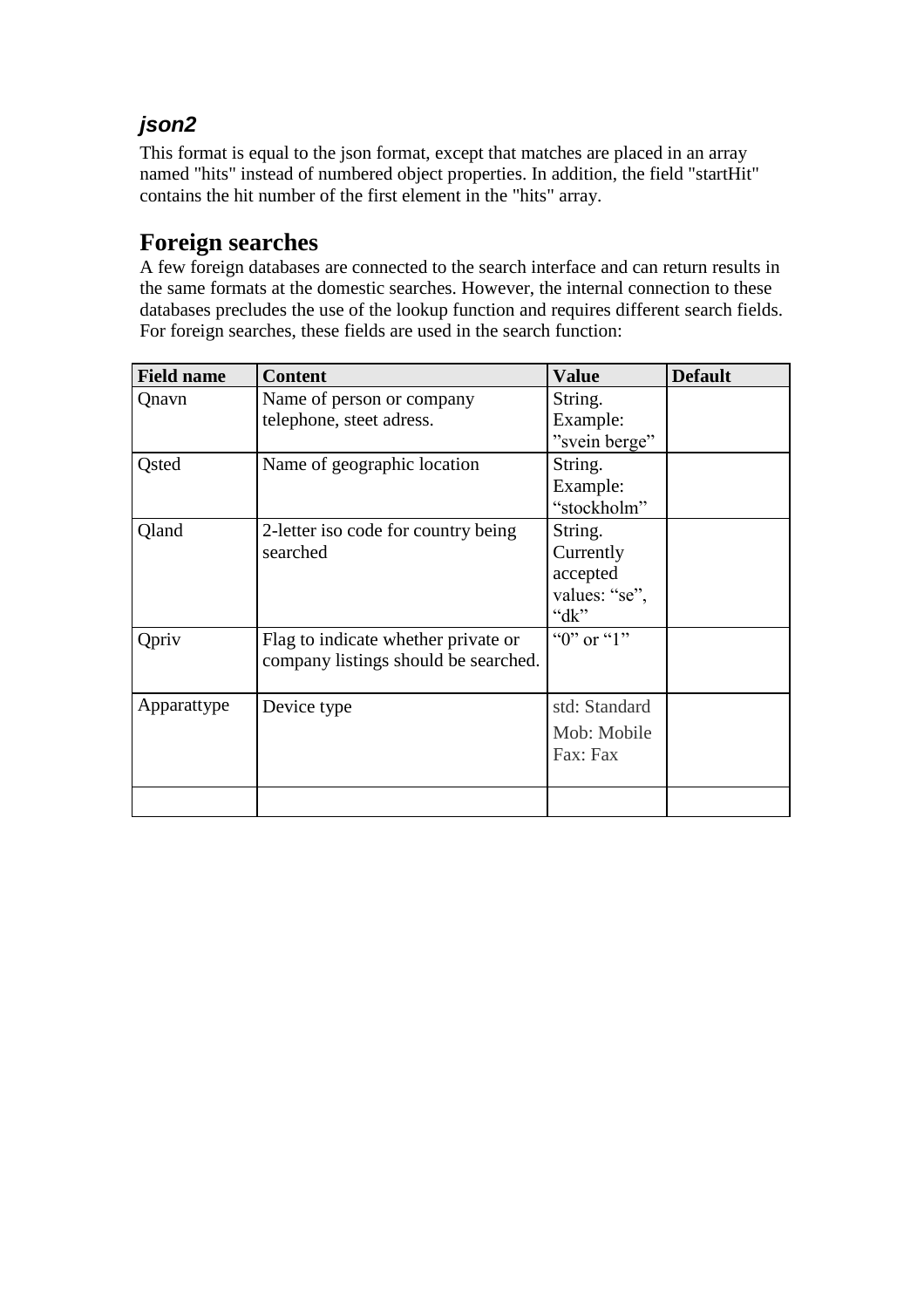### *json2*

This format is equal to the json format, except that matches are placed in an array named "hits" instead of numbered object properties. In addition, the field "startHit" contains the hit number of the first element in the "hits" array.

## Foreign searches

A few foreign databases are connected to the search interface and can return results in the same formats at the domestic searches. However, the internal connection to these databases precludes the use of the lookup function and requires different search fields. For foreign searches, these fields are used in the search function:

| Field name | Content | Value | Default |
|---|---|---|---|
| Qnavn | Name of person or company telephone, steet adress. | String. Example: ”svein berge” | |
| Qsted | Name of geographic location | String. Example: “stockholm” | |
| Qland | 2-letter iso code for country being searched | String. Currently accepted values: “se”, “dk” | |
| Qpriv | Flag to indicate whether private or company listings should be searched. | “0” or “1” | |
| Apparattype | Device type | std: Standard<br>Mob: Mobile<br>Fax: Fax | |
| | | | |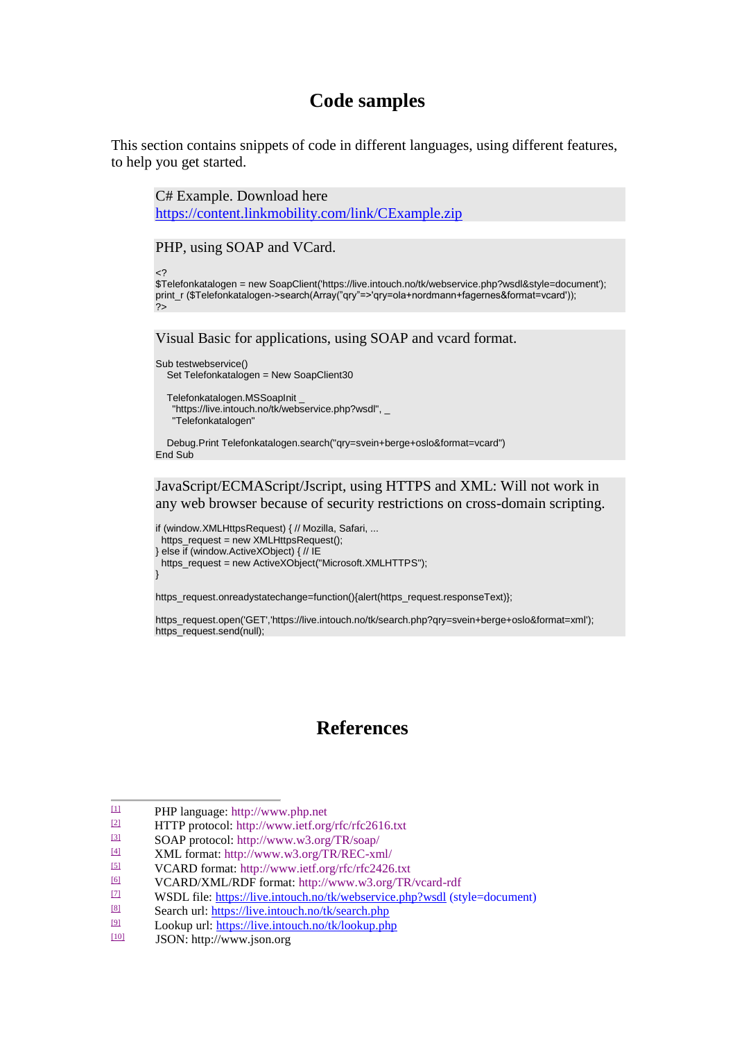# Code samples

This section contains snippets of code in different languages, using different features, to help you get started.

C# Example. Download here
https://content.linkmobility.com/link/CExample.zip

PHP, using SOAP and VCard.

```
<?
$Telefonkatalogen = new SoapClient('https://live.intouch.no/tk/webservice.php?wsdl&style=document');
print_r ($Telefonkatalogen->search(Array("qry"=>'qry=ola+nordmann+fagernes&format=vcard'));
?>
```

Visual Basic for applications, using SOAP and vcard format.

```
Sub testwebservice()
   Set Telefonkatalogen = New SoapClient30

   Telefonkatalogen.MSSoapInit _
     "https://live.intouch.no/tk/webservice.php?wsdl", _
     "Telefonkatalogen"

   Debug.Print Telefonkatalogen.search("qry=svein+berge+oslo&format=vcard")
End Sub
```

JavaScript/ECMAScript/Jscript, using HTTPS and XML: Will not work in any web browser because of security restrictions on cross-domain scripting.

```
if (window.XMLHttpsRequest) { // Mozilla, Safari, ...
  https_request = new XMLHttpsRequest();
} else if (window.ActiveXObject) { // IE
  https_request = new ActiveXObject("Microsoft.XMLHTTPS");
}

https_request.onreadystatechange=function(){alert(https_request.responseText)};

https_request.open('GET','https://live.intouch.no/tk/search.php?qry=svein+berge+oslo&format=xml');
https_request.send(null);
```

# References

[1] PHP language: http://www.php.net
[2] HTTP protocol: http://www.ietf.org/rfc/rfc2616.txt
[3] SOAP protocol: http://www.w3.org/TR/soap/
[4] XML format: http://www.w3.org/TR/REC-xml/
[5] VCARD format: http://www.ietf.org/rfc/rfc2426.txt
[6] VCARD/XML/RDF format: http://www.w3.org/TR/vcard-rdf
[7] WSDL file: https://live.intouch.no/tk/webservice.php?wsdl (style=document)
[8] Search url: https://live.intouch.no/tk/search.php
[9] Lookup url: https://live.intouch.no/tk/lookup.php
[10] JSON: http://www.json.org